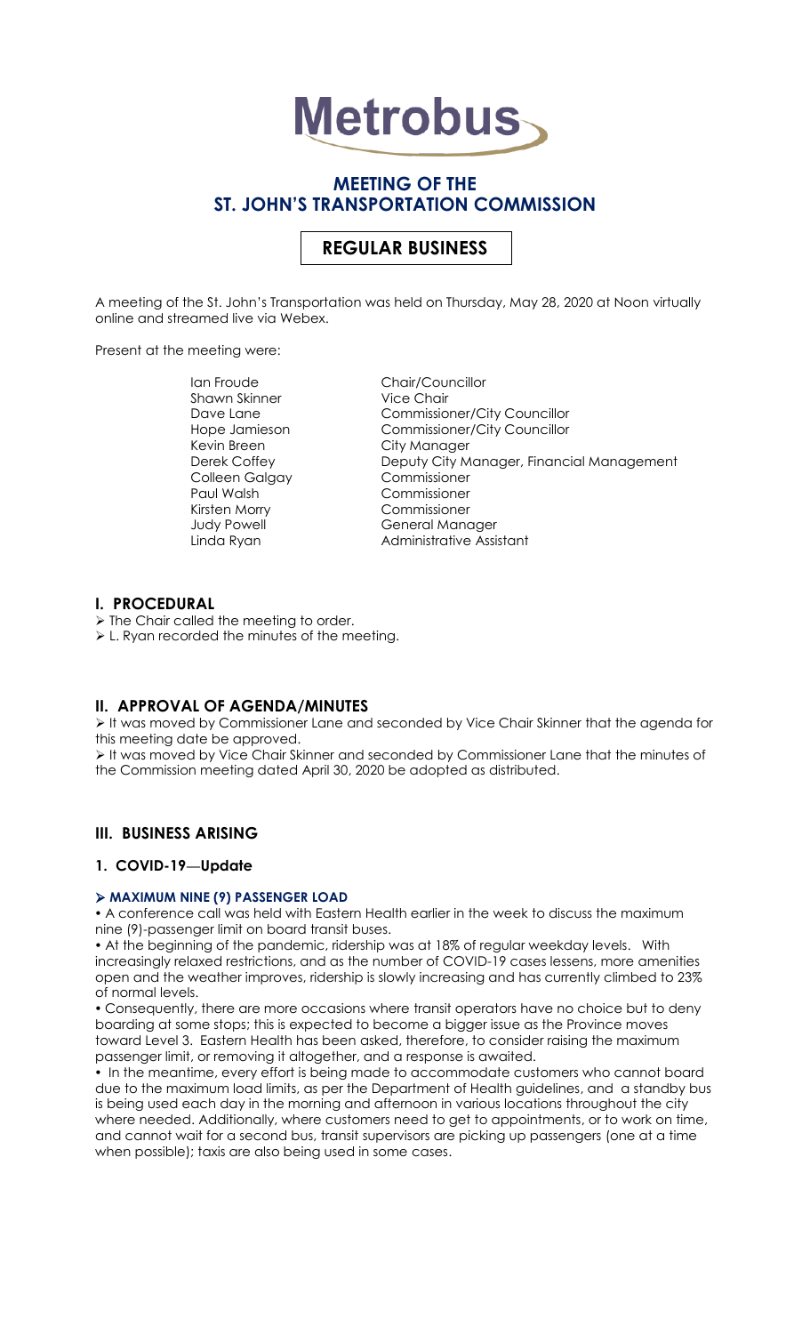# Metrobus

## MEETING OF THE ST. JOHN'S TRANSPORTATION COMMISSION

## REGULAR BUSINESS

A meeting of the St. John's Transportation was held on Thursday, May 28, 2020 at Noon virtually online and streamed live via Webex.

Present at the meeting were:

| | |
|---|---|
| Ian Froude | Chair/Councillor |
| Shawn Skinner | Vice Chair |
| Dave Lane | Commissioner/City Councillor |
| Hope Jamieson | Commissioner/City Councillor |
| Kevin Breen | City Manager |
| Derek Coffey | Deputy City Manager, Financial Management |
| Colleen Galgay | Commissioner |
| Paul Walsh | Commissioner |
| Kirsten Morry | Commissioner |
| Judy Powell | General Manager |
| Linda Ryan | Administrative Assistant |

## I. PROCEDURAL

- The Chair called the meeting to order.
- L. Ryan recorded the minutes of the meeting.

## II. APPROVAL OF AGENDA/MINUTES

- It was moved by Commissioner Lane and seconded by Vice Chair Skinner that the agenda for this meeting date be approved.
- It was moved by Vice Chair Skinner and seconded by Commissioner Lane that the minutes of the Commission meeting dated April 30, 2020 be adopted as distributed.

## III. BUSINESS ARISING

### 1. COVID-19—Update

#### MAXIMUM NINE (9) PASSENGER LOAD

- A conference call was held with Eastern Health earlier in the week to discuss the maximum nine (9)-passenger limit on board transit buses.
- At the beginning of the pandemic, ridership was at 18% of regular weekday levels. With increasingly relaxed restrictions, and as the number of COVID-19 cases lessens, more amenities open and the weather improves, ridership is slowly increasing and has currently climbed to 23% of normal levels.
- Consequently, there are more occasions where transit operators have no choice but to deny boarding at some stops; this is expected to become a bigger issue as the Province moves toward Level 3. Eastern Health has been asked, therefore, to consider raising the maximum passenger limit, or removing it altogether, and a response is awaited.
- In the meantime, every effort is being made to accommodate customers who cannot board due to the maximum load limits, as per the Department of Health guidelines, and a standby bus is being used each day in the morning and afternoon in various locations throughout the city where needed. Additionally, where customers need to get to appointments, or to work on time, and cannot wait for a second bus, transit supervisors are picking up passengers (one at a time when possible); taxis are also being used in some cases.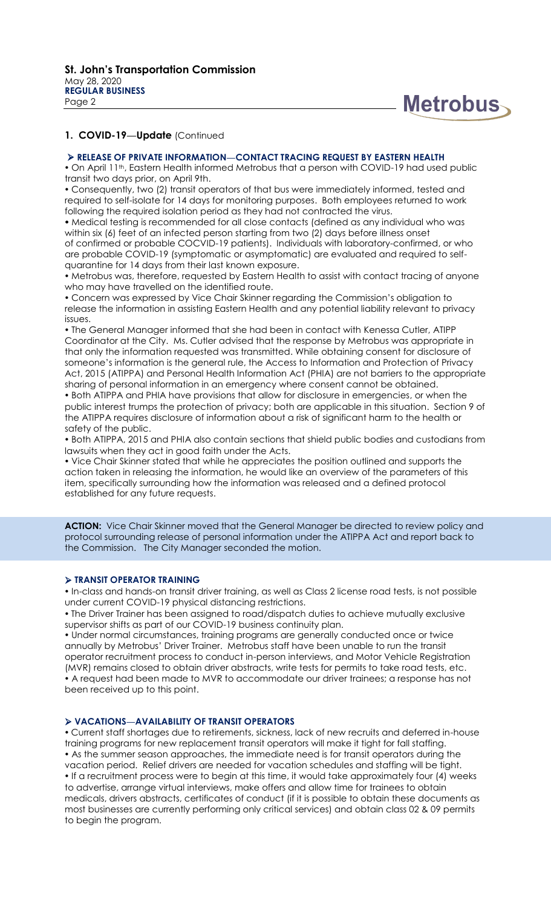## 1. COVID-19—Update (Continued

### ➢ RELEASE OF PRIVATE INFORMATION—CONTACT TRACING REQUEST BY EASTERN HEALTH

- On April 11th, Eastern Health informed Metrobus that a person with COVID-19 had used public transit two days prior, on April 9th.
- Consequently, two (2) transit operators of that bus were immediately informed, tested and required to self-isolate for 14 days for monitoring purposes. Both employees returned to work following the required isolation period as they had not contracted the virus.
- Medical testing is recommended for all close contacts (defined as any individual who was within six (6) feet of an infected person starting from two (2) days before illness onset of confirmed or probable COCVID-19 patients). Individuals with laboratory-confirmed, or who are probable COVID-19 (symptomatic or asymptomatic) are evaluated and required to self-quarantine for 14 days from their last known exposure.
- Metrobus was, therefore, requested by Eastern Health to assist with contact tracing of anyone who may have travelled on the identified route.
- Concern was expressed by Vice Chair Skinner regarding the Commission's obligation to release the information in assisting Eastern Health and any potential liability relevant to privacy issues.
- The General Manager informed that she had been in contact with Kenessa Cutler, ATIPP Coordinator at the City. Ms. Cutler advised that the response by Metrobus was appropriate in that only the information requested was transmitted. While obtaining consent for disclosure of someone's information is the general rule, the Access to Information and Protection of Privacy Act, 2015 (ATIPPA) and Personal Health Information Act (PHIA) are not barriers to the appropriate sharing of personal information in an emergency where consent cannot be obtained.
- Both ATIPPA and PHIA have provisions that allow for disclosure in emergencies, or when the public interest trumps the protection of privacy; both are applicable in this situation. Section 9 of the ATIPPA requires disclosure of information about a risk of significant harm to the health or safety of the public.
- Both ATIPPA, 2015 and PHIA also contain sections that shield public bodies and custodians from lawsuits when they act in good faith under the Acts.
- Vice Chair Skinner stated that while he appreciates the position outlined and supports the action taken in releasing the information, he would like an overview of the parameters of this item, specifically surrounding how the information was released and a defined protocol established for any future requests.

**ACTION:** Vice Chair Skinner moved that the General Manager be directed to review policy and protocol surrounding release of personal information under the ATIPPA Act and report back to the Commission. The City Manager seconded the motion.

### ➢ TRANSIT OPERATOR TRAINING

- In-class and hands-on transit driver training, as well as Class 2 license road tests, is not possible under current COVID-19 physical distancing restrictions.
- The Driver Trainer has been assigned to road/dispatch duties to achieve mutually exclusive supervisor shifts as part of our COVID-19 business continuity plan.
- Under normal circumstances, training programs are generally conducted once or twice annually by Metrobus' Driver Trainer. Metrobus staff have been unable to run the transit operator recruitment process to conduct in-person interviews, and Motor Vehicle Registration (MVR) remains closed to obtain driver abstracts, write tests for permits to take road tests, etc.
- A request had been made to MVR to accommodate our driver trainees; a response has not been received up to this point.

### ➢ VACATIONS—AVAILABILITY OF TRANSIT OPERATORS

- Current staff shortages due to retirements, sickness, lack of new recruits and deferred in-house training programs for new replacement transit operators will make it tight for fall staffing.
- As the summer season approaches, the immediate need is for transit operators during the vacation period. Relief drivers are needed for vacation schedules and staffing will be tight.
- If a recruitment process were to begin at this time, it would take approximately four (4) weeks to advertise, arrange virtual interviews, make offers and allow time for trainees to obtain medicals, drivers abstracts, certificates of conduct (if it is possible to obtain these documents as most businesses are currently performing only critical services) and obtain class 02 & 09 permits to begin the program.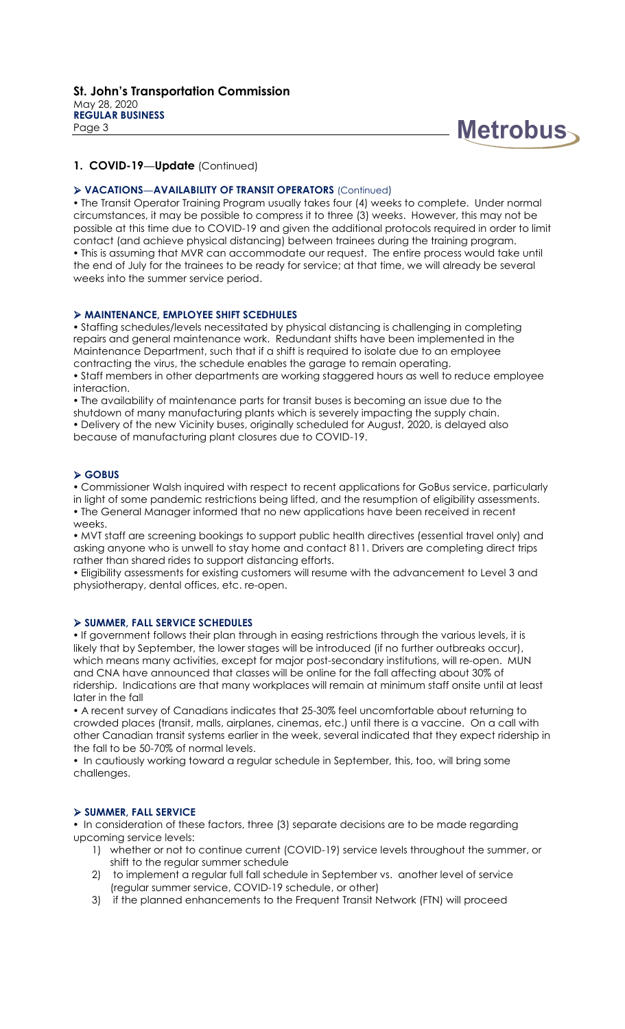## 1. COVID-19—Update (Continued)

### ➢ VACATIONS—AVAILABILITY OF TRANSIT OPERATORS (Continued)

- The Transit Operator Training Program usually takes four (4) weeks to complete. Under normal circumstances, it may be possible to compress it to three (3) weeks. However, this may not be possible at this time due to COVID-19 and given the additional protocols required in order to limit contact (and achieve physical distancing) between trainees during the training program.
- This is assuming that MVR can accommodate our request. The entire process would take until the end of July for the trainees to be ready for service; at that time, we will already be several weeks into the summer service period.

### ➢ MAINTENANCE, EMPLOYEE SHIFT SCEDHULES

- Staffing schedules/levels necessitated by physical distancing is challenging in completing repairs and general maintenance work. Redundant shifts have been implemented in the Maintenance Department, such that if a shift is required to isolate due to an employee contracting the virus, the schedule enables the garage to remain operating.
- Staff members in other departments are working staggered hours as well to reduce employee interaction.
- The availability of maintenance parts for transit buses is becoming an issue due to the shutdown of many manufacturing plants which is severely impacting the supply chain.
- Delivery of the new Vicinity buses, originally scheduled for August, 2020, is delayed also because of manufacturing plant closures due to COVID-19.

### ➢ GOBUS

- Commissioner Walsh inquired with respect to recent applications for GoBus service, particularly in light of some pandemic restrictions being lifted, and the resumption of eligibility assessments.
- The General Manager informed that no new applications have been received in recent weeks.
- MVT staff are screening bookings to support public health directives (essential travel only) and asking anyone who is unwell to stay home and contact 811. Drivers are completing direct trips rather than shared rides to support distancing efforts.
- Eligibility assessments for existing customers will resume with the advancement to Level 3 and physiotherapy, dental offices, etc. re-open.

### ➢ SUMMER, FALL SERVICE SCHEDULES

- If government follows their plan through in easing restrictions through the various levels, it is likely that by September, the lower stages will be introduced (if no further outbreaks occur), which means many activities, except for major post-secondary institutions, will re-open. MUN and CNA have announced that classes will be online for the fall affecting about 30% of ridership. Indications are that many workplaces will remain at minimum staff onsite until at least later in the fall
- A recent survey of Canadians indicates that 25-30% feel uncomfortable about returning to crowded places (transit, malls, airplanes, cinemas, etc.) until there is a vaccine. On a call with other Canadian transit systems earlier in the week, several indicated that they expect ridership in the fall to be 50-70% of normal levels.
- In cautiously working toward a regular schedule in September, this, too, will bring some challenges.

### ➢ SUMMER, FALL SERVICE

- In consideration of these factors, three (3) separate decisions are to be made regarding upcoming service levels:
  1) whether or not to continue current (COVID-19) service levels throughout the summer, or shift to the regular summer schedule
  2) to implement a regular full fall schedule in September vs. another level of service (regular summer service, COVID-19 schedule, or other)
  3) if the planned enhancements to the Frequent Transit Network (FTN) will proceed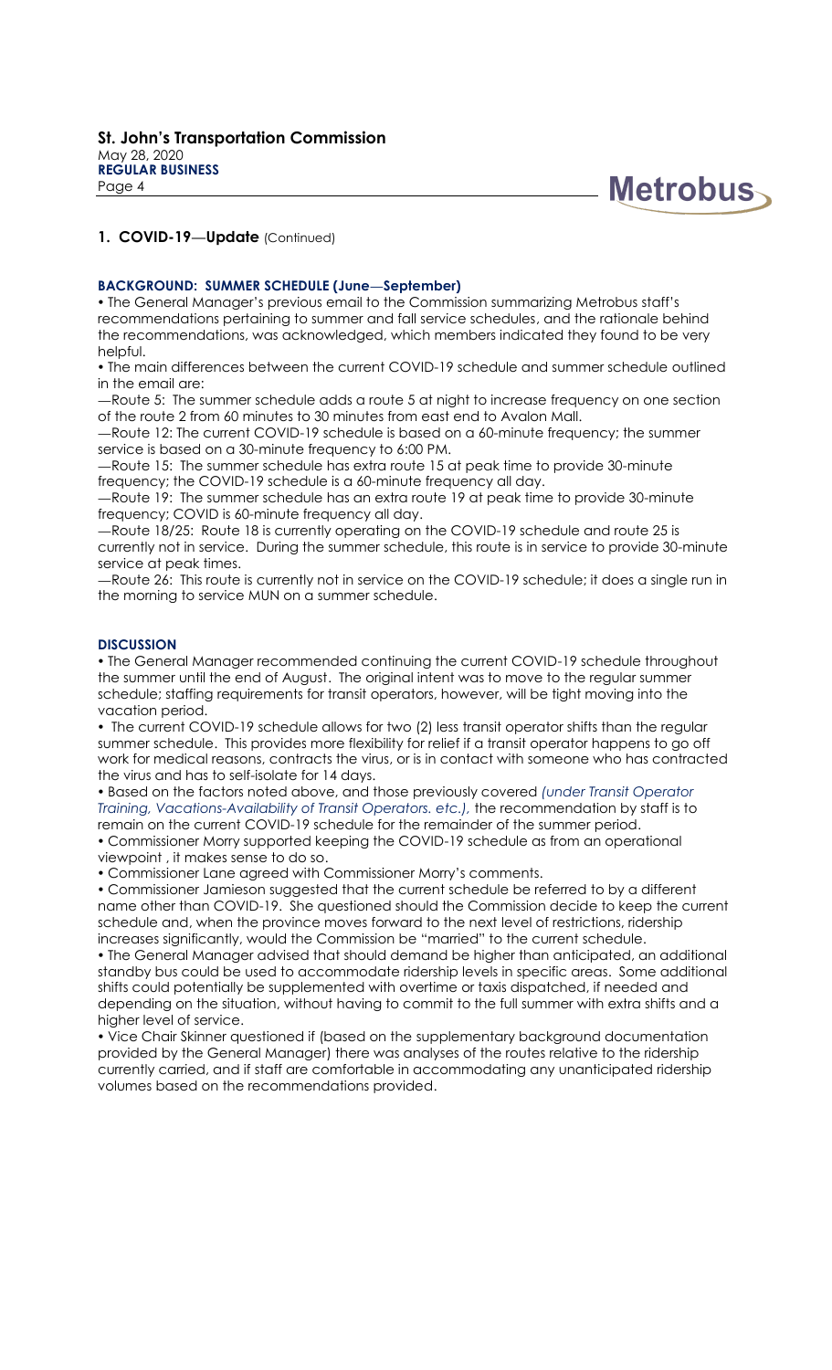## 1. COVID-19—Update (Continued)

### BACKGROUND: SUMMER SCHEDULE (June—September)

- The General Manager's previous email to the Commission summarizing Metrobus staff's recommendations pertaining to summer and fall service schedules, and the rationale behind the recommendations, was acknowledged, which members indicated they found to be very helpful.
- The main differences between the current COVID-19 schedule and summer schedule outlined in the email are:

—Route 5: The summer schedule adds a route 5 at night to increase frequency on one section of the route 2 from 60 minutes to 30 minutes from east end to Avalon Mall.

—Route 12: The current COVID-19 schedule is based on a 60-minute frequency; the summer service is based on a 30-minute frequency to 6:00 PM.

—Route 15: The summer schedule has extra route 15 at peak time to provide 30-minute frequency; the COVID-19 schedule is a 60-minute frequency all day.

—Route 19: The summer schedule has an extra route 19 at peak time to provide 30-minute frequency; COVID is 60-minute frequency all day.

—Route 18/25: Route 18 is currently operating on the COVID-19 schedule and route 25 is currently not in service. During the summer schedule, this route is in service to provide 30-minute service at peak times.

—Route 26: This route is currently not in service on the COVID-19 schedule; it does a single run in the morning to service MUN on a summer schedule.

### DISCUSSION

- The General Manager recommended continuing the current COVID-19 schedule throughout the summer until the end of August. The original intent was to move to the regular summer schedule; staffing requirements for transit operators, however, will be tight moving into the vacation period.
- The current COVID-19 schedule allows for two (2) less transit operator shifts than the regular summer schedule. This provides more flexibility for relief if a transit operator happens to go off work for medical reasons, contracts the virus, or is in contact with someone who has contracted the virus and has to self-isolate for 14 days.
- Based on the factors noted above, and those previously covered *(under Transit Operator Training, Vacations-Availability of Transit Operators. etc.),* the recommendation by staff is to remain on the current COVID-19 schedule for the remainder of the summer period.
- Commissioner Morry supported keeping the COVID-19 schedule as from an operational viewpoint , it makes sense to do so.
- Commissioner Lane agreed with Commissioner Morry's comments.
- Commissioner Jamieson suggested that the current schedule be referred to by a different name other than COVID-19. She questioned should the Commission decide to keep the current schedule and, when the province moves forward to the next level of restrictions, ridership increases significantly, would the Commission be "married" to the current schedule.
- The General Manager advised that should demand be higher than anticipated, an additional standby bus could be used to accommodate ridership levels in specific areas. Some additional shifts could potentially be supplemented with overtime or taxis dispatched, if needed and depending on the situation, without having to commit to the full summer with extra shifts and a higher level of service.
- Vice Chair Skinner questioned if (based on the supplementary background documentation provided by the General Manager) there was analyses of the routes relative to the ridership currently carried, and if staff are comfortable in accommodating any unanticipated ridership volumes based on the recommendations provided.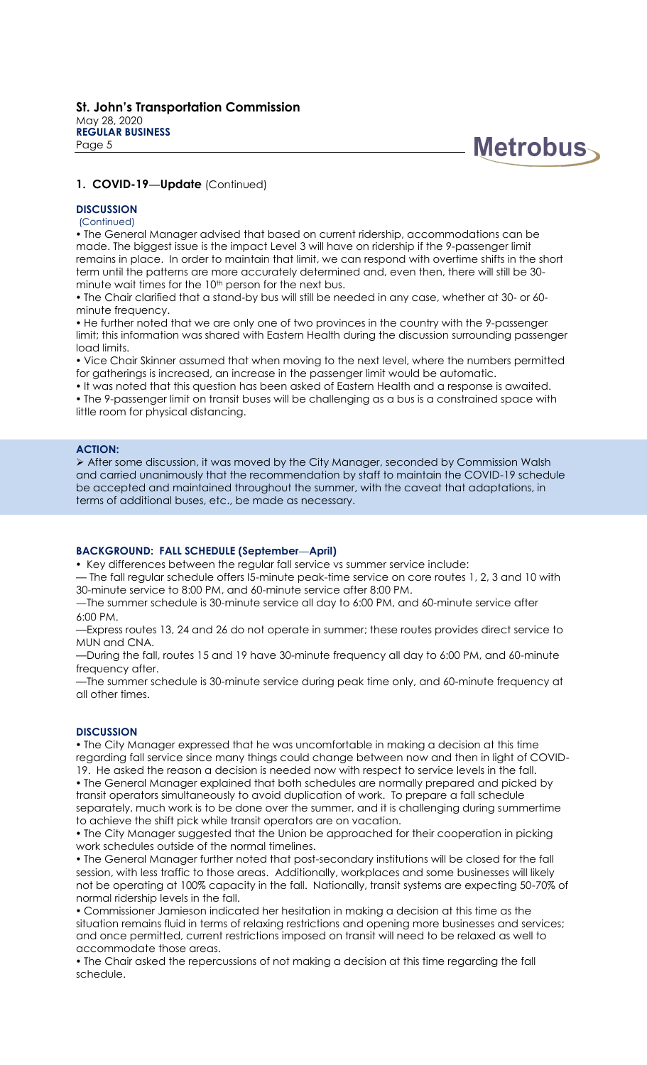## 1. COVID-19—Update (Continued)

### DISCUSSION

(Continued)

• The General Manager advised that based on current ridership, accommodations can be made. The biggest issue is the impact Level 3 will have on ridership if the 9-passenger limit remains in place. In order to maintain that limit, we can respond with overtime shifts in the short term until the patterns are more accurately determined and, even then, there will still be 30-minute wait times for the 10th person for the next bus.

• The Chair clarified that a stand-by bus will still be needed in any case, whether at 30- or 60-minute frequency.

• He further noted that we are only one of two provinces in the country with the 9-passenger limit; this information was shared with Eastern Health during the discussion surrounding passenger load limits.

• Vice Chair Skinner assumed that when moving to the next level, where the numbers permitted for gatherings is increased, an increase in the passenger limit would be automatic.

• It was noted that this question has been asked of Eastern Health and a response is awaited.

• The 9-passenger limit on transit buses will be challenging as a bus is a constrained space with little room for physical distancing.

### ACTION:

➢ After some discussion, it was moved by the City Manager, seconded by Commission Walsh and carried unanimously that the recommendation by staff to maintain the COVID-19 schedule be accepted and maintained throughout the summer, with the caveat that adaptations, in terms of additional buses, etc., be made as necessary.

### BACKGROUND: FALL SCHEDULE (September—April)

• Key differences between the regular fall service vs summer service include:

— The fall regular schedule offers l5-minute peak-time service on core routes 1, 2, 3 and 10 with 30-minute service to 8:00 PM, and 60-minute service after 8:00 PM.

—The summer schedule is 30-minute service all day to 6:00 PM, and 60-minute service after 6:00 PM.

—Express routes 13, 24 and 26 do not operate in summer; these routes provides direct service to MUN and CNA.

—During the fall, routes 15 and 19 have 30-minute frequency all day to 6:00 PM, and 60-minute frequency after.

—The summer schedule is 30-minute service during peak time only, and 60-minute frequency at all other times.

### DISCUSSION

• The City Manager expressed that he was uncomfortable in making a decision at this time regarding fall service since many things could change between now and then in light of COVID-19. He asked the reason a decision is needed now with respect to service levels in the fall.

• The General Manager explained that both schedules are normally prepared and picked by transit operators simultaneously to avoid duplication of work. To prepare a fall schedule separately, much work is to be done over the summer, and it is challenging during summertime to achieve the shift pick while transit operators are on vacation.

• The City Manager suggested that the Union be approached for their cooperation in picking work schedules outside of the normal timelines.

• The General Manager further noted that post-secondary institutions will be closed for the fall session, with less traffic to those areas. Additionally, workplaces and some businesses will likely not be operating at 100% capacity in the fall. Nationally, transit systems are expecting 50-70% of normal ridership levels in the fall.

• Commissioner Jamieson indicated her hesitation in making a decision at this time as the situation remains fluid in terms of relaxing restrictions and opening more businesses and services; and once permitted, current restrictions imposed on transit will need to be relaxed as well to accommodate those areas.

• The Chair asked the repercussions of not making a decision at this time regarding the fall schedule.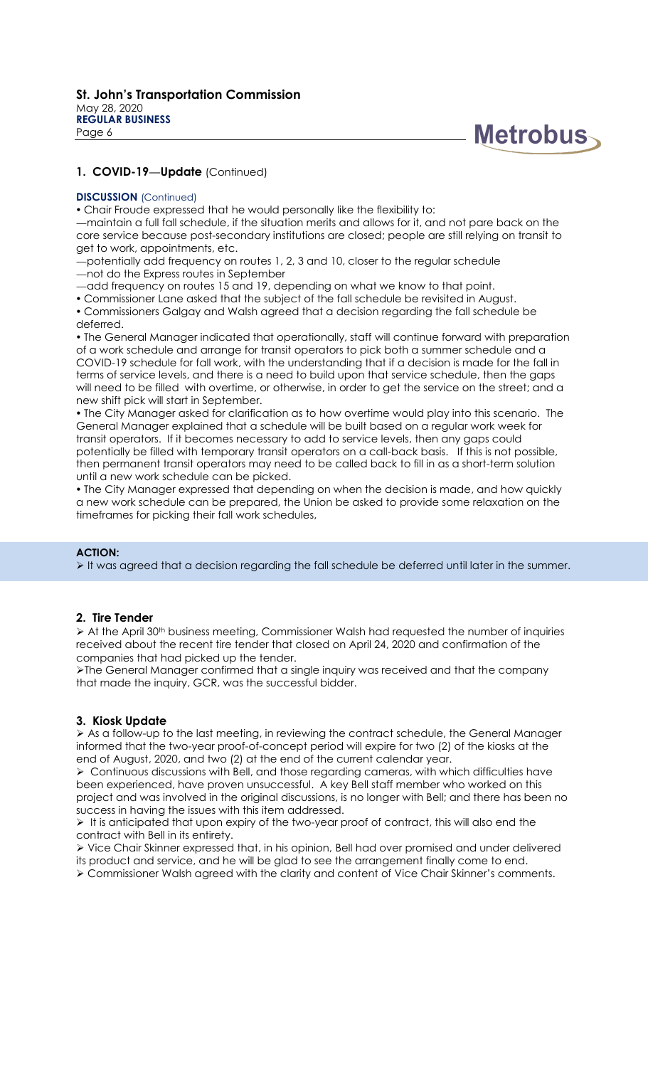## 1. COVID-19—Update (Continued)

**DISCUSSION** (Continued)

- Chair Froude expressed that he would personally like the flexibility to:
  - —maintain a full fall schedule, if the situation merits and allows for it, and not pare back on the core service because post-secondary institutions are closed; people are still relying on transit to get to work, appointments, etc.
  - —potentially add frequency on routes 1, 2, 3 and 10, closer to the regular schedule
  - —not do the Express routes in September
  - —add frequency on routes 15 and 19, depending on what we know to that point.
- Commissioner Lane asked that the subject of the fall schedule be revisited in August.
- Commissioners Galgay and Walsh agreed that a decision regarding the fall schedule be deferred.
- The General Manager indicated that operationally, staff will continue forward with preparation of a work schedule and arrange for transit operators to pick both a summer schedule and a COVID-19 schedule for fall work, with the understanding that if a decision is made for the fall in terms of service levels, and there is a need to build upon that service schedule, then the gaps will need to be filled with overtime, or otherwise, in order to get the service on the street; and a new shift pick will start in September.
- The City Manager asked for clarification as to how overtime would play into this scenario. The General Manager explained that a schedule will be built based on a regular work week for transit operators. If it becomes necessary to add to service levels, then any gaps could potentially be filled with temporary transit operators on a call-back basis. If this is not possible, then permanent transit operators may need to be called back to fill in as a short-term solution until a new work schedule can be picked.
- The City Manager expressed that depending on when the decision is made, and how quickly a new work schedule can be prepared, the Union be asked to provide some relaxation on the timeframes for picking their fall work schedules,

**ACTION:**

- It was agreed that a decision regarding the fall schedule be deferred until later in the summer.

## 2. Tire Tender

- At the April 30th business meeting, Commissioner Walsh had requested the number of inquiries received about the recent tire tender that closed on April 24, 2020 and confirmation of the companies that had picked up the tender.
- The General Manager confirmed that a single inquiry was received and that the company that made the inquiry, GCR, was the successful bidder.

## 3. Kiosk Update

- As a follow-up to the last meeting, in reviewing the contract schedule, the General Manager informed that the two-year proof-of-concept period will expire for two (2) of the kiosks at the end of August, 2020, and two (2) at the end of the current calendar year.
- Continuous discussions with Bell, and those regarding cameras, with which difficulties have been experienced, have proven unsuccessful. A key Bell staff member who worked on this project and was involved in the original discussions, is no longer with Bell; and there has been no success in having the issues with this item addressed.
- It is anticipated that upon expiry of the two-year proof of contract, this will also end the contract with Bell in its entirety.
- Vice Chair Skinner expressed that, in his opinion, Bell had over promised and under delivered its product and service, and he will be glad to see the arrangement finally come to end.
- Commissioner Walsh agreed with the clarity and content of Vice Chair Skinner's comments.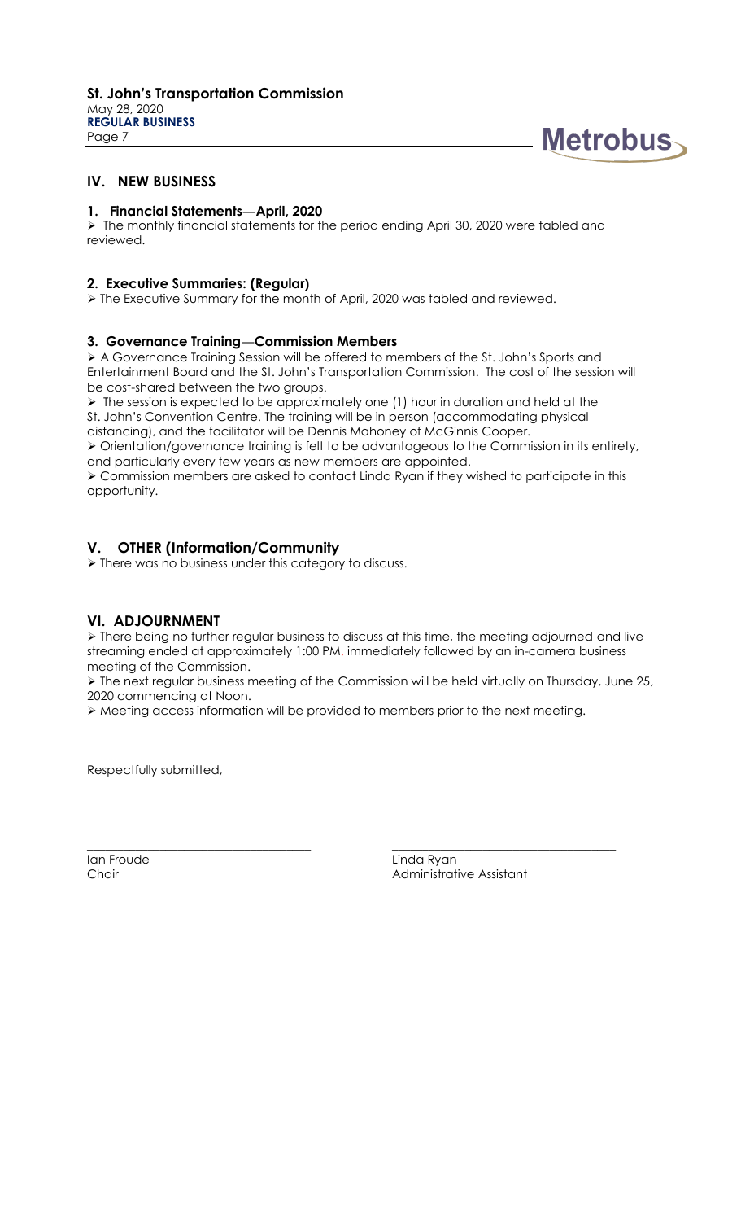## IV. NEW BUSINESS

### 1. Financial Statements—April, 2020

- The monthly financial statements for the period ending April 30, 2020 were tabled and reviewed.

### 2. Executive Summaries: (Regular)

- The Executive Summary for the month of April, 2020 was tabled and reviewed.

### 3. Governance Training—Commission Members

- A Governance Training Session will be offered to members of the St. John's Sports and Entertainment Board and the St. John's Transportation Commission. The cost of the session will be cost-shared between the two groups.
- The session is expected to be approximately one (1) hour in duration and held at the St. John's Convention Centre. The training will be in person (accommodating physical distancing), and the facilitator will be Dennis Mahoney of McGinnis Cooper.
- Orientation/governance training is felt to be advantageous to the Commission in its entirety, and particularly every few years as new members are appointed.
- Commission members are asked to contact Linda Ryan if they wished to participate in this opportunity.

## V. OTHER (Information/Community

- There was no business under this category to discuss.

## VI. ADJOURNMENT

- There being no further regular business to discuss at this time, the meeting adjourned and live streaming ended at approximately 1:00 PM, immediately followed by an in-camera business meeting of the Commission.
- The next regular business meeting of the Commission will be held virtually on Thursday, June 25, 2020 commencing at Noon.
- Meeting access information will be provided to members prior to the next meeting.

Respectfully submitted,

| | |
|---|---|
| \_\_\_\_\_\_\_\_\_\_\_\_\_\_\_\_\_\_\_\_\_\_\_\_\_\_\_\_ | \_\_\_\_\_\_\_\_\_\_\_\_\_\_\_\_\_\_\_\_\_\_\_\_\_\_\_\_ |
| Ian Froude | Linda Ryan |
| Chair | Administrative Assistant |